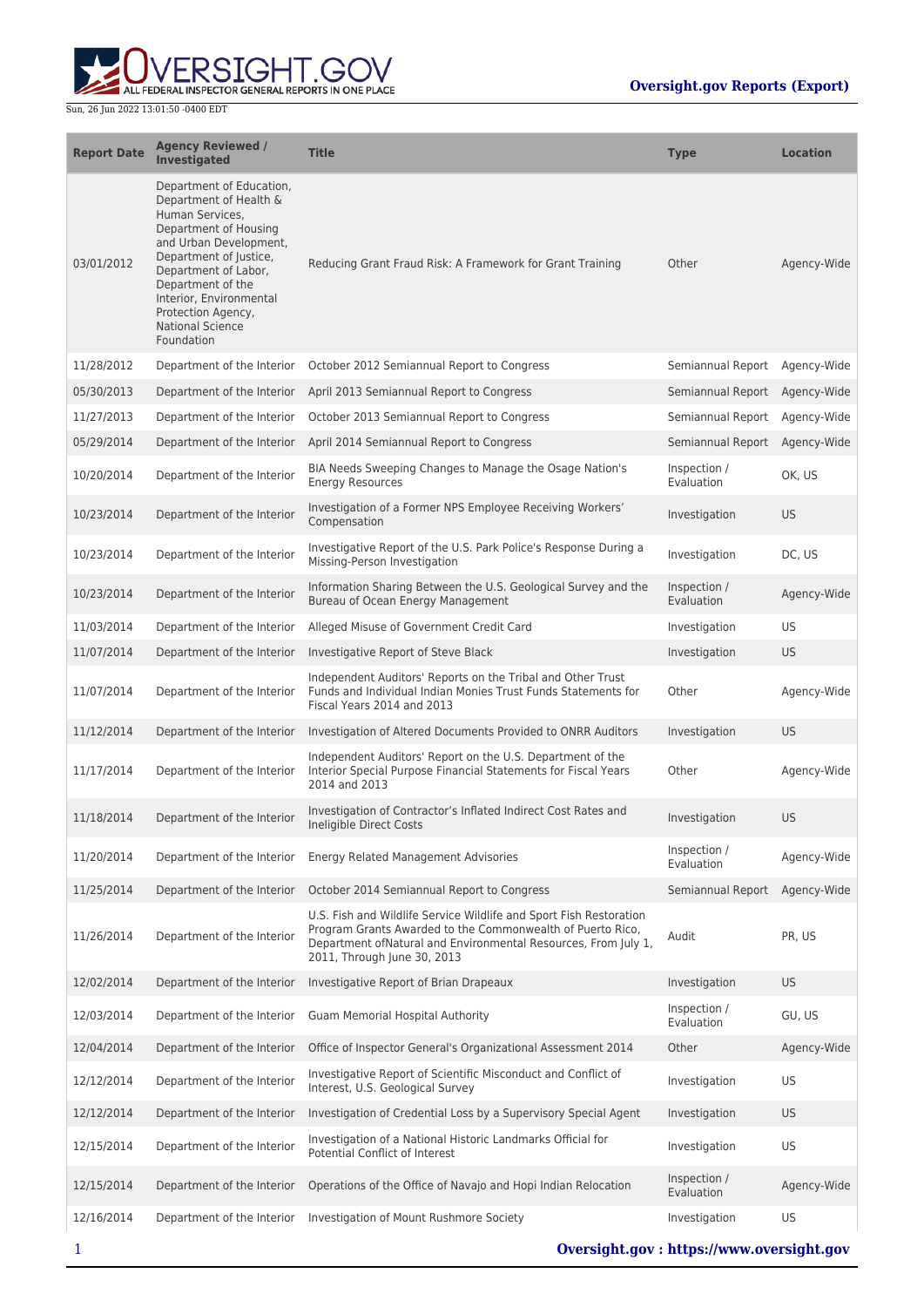| Report Date | Agency Reviewed / Investigated | Title | Type | Location |
| --- | --- | --- | --- | --- |
| 03/01/2012 | Department of Education, Department of Health & Human Services, Department of Housing and Urban Development, Department of Justice, Department of Labor, Department of the Interior, Environmental Protection Agency, National Science Foundation | Reducing Grant Fraud Risk: A Framework for Grant Training | Other | Agency-Wide |
| 11/28/2012 | Department of the Interior | October 2012 Semiannual Report to Congress | Semiannual Report | Agency-Wide |
| 05/30/2013 | Department of the Interior | April 2013 Semiannual Report to Congress | Semiannual Report | Agency-Wide |
| 11/27/2013 | Department of the Interior | October 2013 Semiannual Report to Congress | Semiannual Report | Agency-Wide |
| 05/29/2014 | Department of the Interior | April 2014 Semiannual Report to Congress | Semiannual Report | Agency-Wide |
| 10/20/2014 | Department of the Interior | BIA Needs Sweeping Changes to Manage the Osage Nation's Energy Resources | Inspection / Evaluation | OK, US |
| 10/23/2014 | Department of the Interior | Investigation of a Former NPS Employee Receiving Workers' Compensation | Investigation | US |
| 10/23/2014 | Department of the Interior | Investigative Report of the U.S. Park Police's Response During a Missing-Person Investigation | Investigation | DC, US |
| 10/23/2014 | Department of the Interior | Information Sharing Between the U.S. Geological Survey and the Bureau of Ocean Energy Management | Inspection / Evaluation | Agency-Wide |
| 11/03/2014 | Department of the Interior | Alleged Misuse of Government Credit Card | Investigation | US |
| 11/07/2014 | Department of the Interior | Investigative Report of Steve Black | Investigation | US |
| 11/07/2014 | Department of the Interior | Independent Auditors' Reports on the Tribal and Other Trust Funds and Individual Indian Monies Trust Funds Statements for Fiscal Years 2014 and 2013 | Other | Agency-Wide |
| 11/12/2014 | Department of the Interior | Investigation of Altered Documents Provided to ONRR Auditors | Investigation | US |
| 11/17/2014 | Department of the Interior | Independent Auditors' Report on the U.S. Department of the Interior Special Purpose Financial Statements for Fiscal Years 2014 and 2013 | Other | Agency-Wide |
| 11/18/2014 | Department of the Interior | Investigation of Contractor's Inflated Indirect Cost Rates and Ineligible Direct Costs | Investigation | US |
| 11/20/2014 | Department of the Interior | Energy Related Management Advisories | Inspection / Evaluation | Agency-Wide |
| 11/25/2014 | Department of the Interior | October 2014 Semiannual Report to Congress | Semiannual Report | Agency-Wide |
| 11/26/2014 | Department of the Interior | U.S. Fish and Wildlife Service Wildlife and Sport Fish Restoration Program Grants Awarded to the Commonwealth of Puerto Rico, Department ofNatural and Environmental Resources, From July 1, 2011, Through June 30, 2013 | Audit | PR, US |
| 12/02/2014 | Department of the Interior | Investigative Report of Brian Drapeaux | Investigation | US |
| 12/03/2014 | Department of the Interior | Guam Memorial Hospital Authority | Inspection / Evaluation | GU, US |
| 12/04/2014 | Department of the Interior | Office of Inspector General's Organizational Assessment 2014 | Other | Agency-Wide |
| 12/12/2014 | Department of the Interior | Investigative Report of Scientific Misconduct and Conflict of Interest, U.S. Geological Survey | Investigation | US |
| 12/12/2014 | Department of the Interior | Investigation of Credential Loss by a Supervisory Special Agent | Investigation | US |
| 12/15/2014 | Department of the Interior | Investigation of a National Historic Landmarks Official for Potential Conflict of Interest | Investigation | US |
| 12/15/2014 | Department of the Interior | Operations of the Office of Navajo and Hopi Indian Relocation | Inspection / Evaluation | Agency-Wide |
| 12/16/2014 | Department of the Interior | Investigation of Mount Rushmore Society | Investigation | US |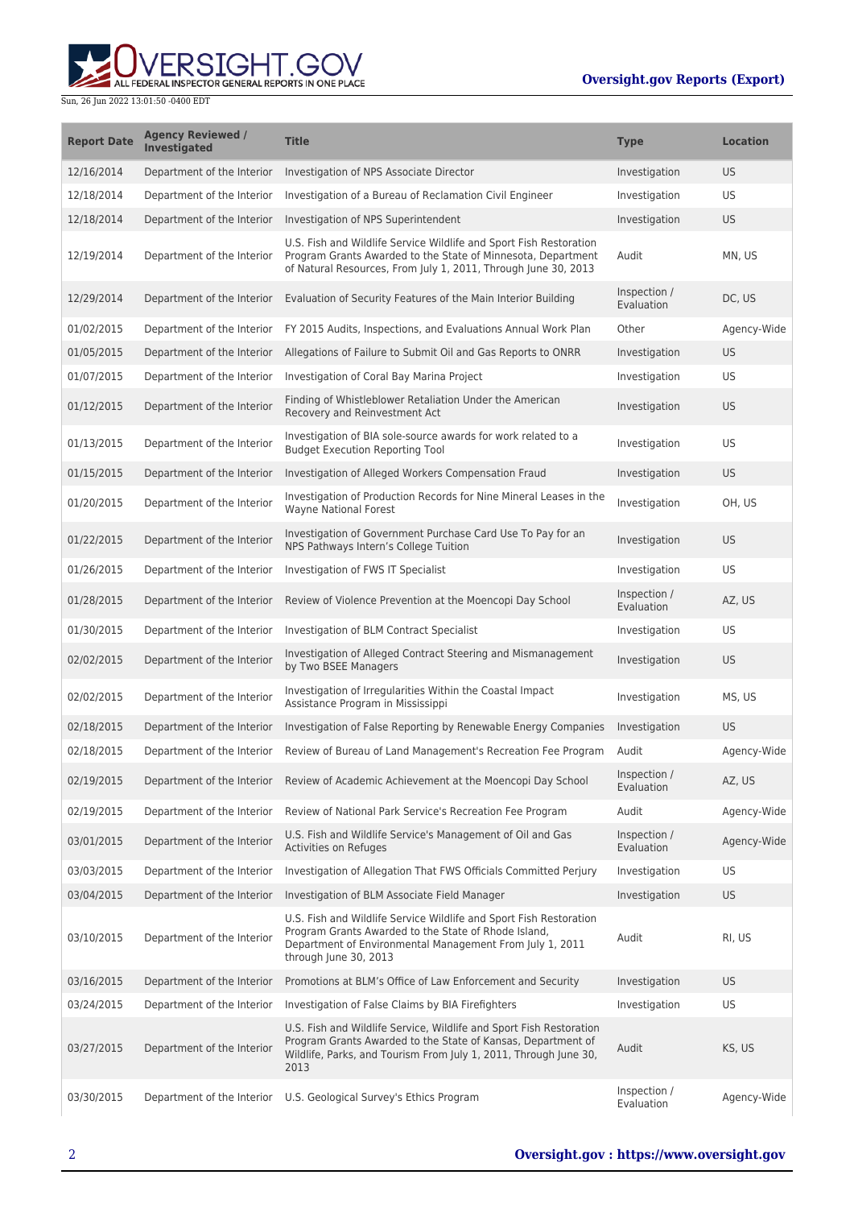| Report Date | Agency Reviewed / Investigated | Title | Type | Location |
| --- | --- | --- | --- | --- |
| 12/16/2014 | Department of the Interior | Investigation of NPS Associate Director | Investigation | US |
| 12/18/2014 | Department of the Interior | Investigation of a Bureau of Reclamation Civil Engineer | Investigation | US |
| 12/18/2014 | Department of the Interior | Investigation of NPS Superintendent | Investigation | US |
| 12/19/2014 | Department of the Interior | U.S. Fish and Wildlife Service Wildlife and Sport Fish Restoration Program Grants Awarded to the State of Minnesota, Department of Natural Resources, From July 1, 2011, Through June 30, 2013 | Audit | MN, US |
| 12/29/2014 | Department of the Interior | Evaluation of Security Features of the Main Interior Building | Inspection / Evaluation | DC, US |
| 01/02/2015 | Department of the Interior | FY 2015 Audits, Inspections, and Evaluations Annual Work Plan | Other | Agency-Wide |
| 01/05/2015 | Department of the Interior | Allegations of Failure to Submit Oil and Gas Reports to ONRR | Investigation | US |
| 01/07/2015 | Department of the Interior | Investigation of Coral Bay Marina Project | Investigation | US |
| 01/12/2015 | Department of the Interior | Finding of Whistleblower Retaliation Under the American Recovery and Reinvestment Act | Investigation | US |
| 01/13/2015 | Department of the Interior | Investigation of BIA sole-source awards for work related to a Budget Execution Reporting Tool | Investigation | US |
| 01/15/2015 | Department of the Interior | Investigation of Alleged Workers Compensation Fraud | Investigation | US |
| 01/20/2015 | Department of the Interior | Investigation of Production Records for Nine Mineral Leases in the Wayne National Forest | Investigation | OH, US |
| 01/22/2015 | Department of the Interior | Investigation of Government Purchase Card Use To Pay for an NPS Pathways Intern's College Tuition | Investigation | US |
| 01/26/2015 | Department of the Interior | Investigation of FWS IT Specialist | Investigation | US |
| 01/28/2015 | Department of the Interior | Review of Violence Prevention at the Moencopi Day School | Inspection / Evaluation | AZ, US |
| 01/30/2015 | Department of the Interior | Investigation of BLM Contract Specialist | Investigation | US |
| 02/02/2015 | Department of the Interior | Investigation of Alleged Contract Steering and Mismanagement by Two BSEE Managers | Investigation | US |
| 02/02/2015 | Department of the Interior | Investigation of Irregularities Within the Coastal Impact Assistance Program in Mississippi | Investigation | MS, US |
| 02/18/2015 | Department of the Interior | Investigation of False Reporting by Renewable Energy Companies | Investigation | US |
| 02/18/2015 | Department of the Interior | Review of Bureau of Land Management's Recreation Fee Program | Audit | Agency-Wide |
| 02/19/2015 | Department of the Interior | Review of Academic Achievement at the Moencopi Day School | Inspection / Evaluation | AZ, US |
| 02/19/2015 | Department of the Interior | Review of National Park Service's Recreation Fee Program | Audit | Agency-Wide |
| 03/01/2015 | Department of the Interior | U.S. Fish and Wildlife Service's Management of Oil and Gas Activities on Refuges | Inspection / Evaluation | Agency-Wide |
| 03/03/2015 | Department of the Interior | Investigation of Allegation That FWS Officials Committed Perjury | Investigation | US |
| 03/04/2015 | Department of the Interior | Investigation of BLM Associate Field Manager | Investigation | US |
| 03/10/2015 | Department of the Interior | U.S. Fish and Wildlife Service Wildlife and Sport Fish Restoration Program Grants Awarded to the State of Rhode Island, Department of Environmental Management From July 1, 2011 through June 30, 2013 | Audit | RI, US |
| 03/16/2015 | Department of the Interior | Promotions at BLM's Office of Law Enforcement and Security | Investigation | US |
| 03/24/2015 | Department of the Interior | Investigation of False Claims by BIA Firefighters | Investigation | US |
| 03/27/2015 | Department of the Interior | U.S. Fish and Wildlife Service, Wildlife and Sport Fish Restoration Program Grants Awarded to the State of Kansas, Department of Wildlife, Parks, and Tourism From July 1, 2011, Through June 30, 2013 | Audit | KS, US |
| 03/30/2015 | Department of the Interior | U.S. Geological Survey's Ethics Program | Inspection / Evaluation | Agency-Wide |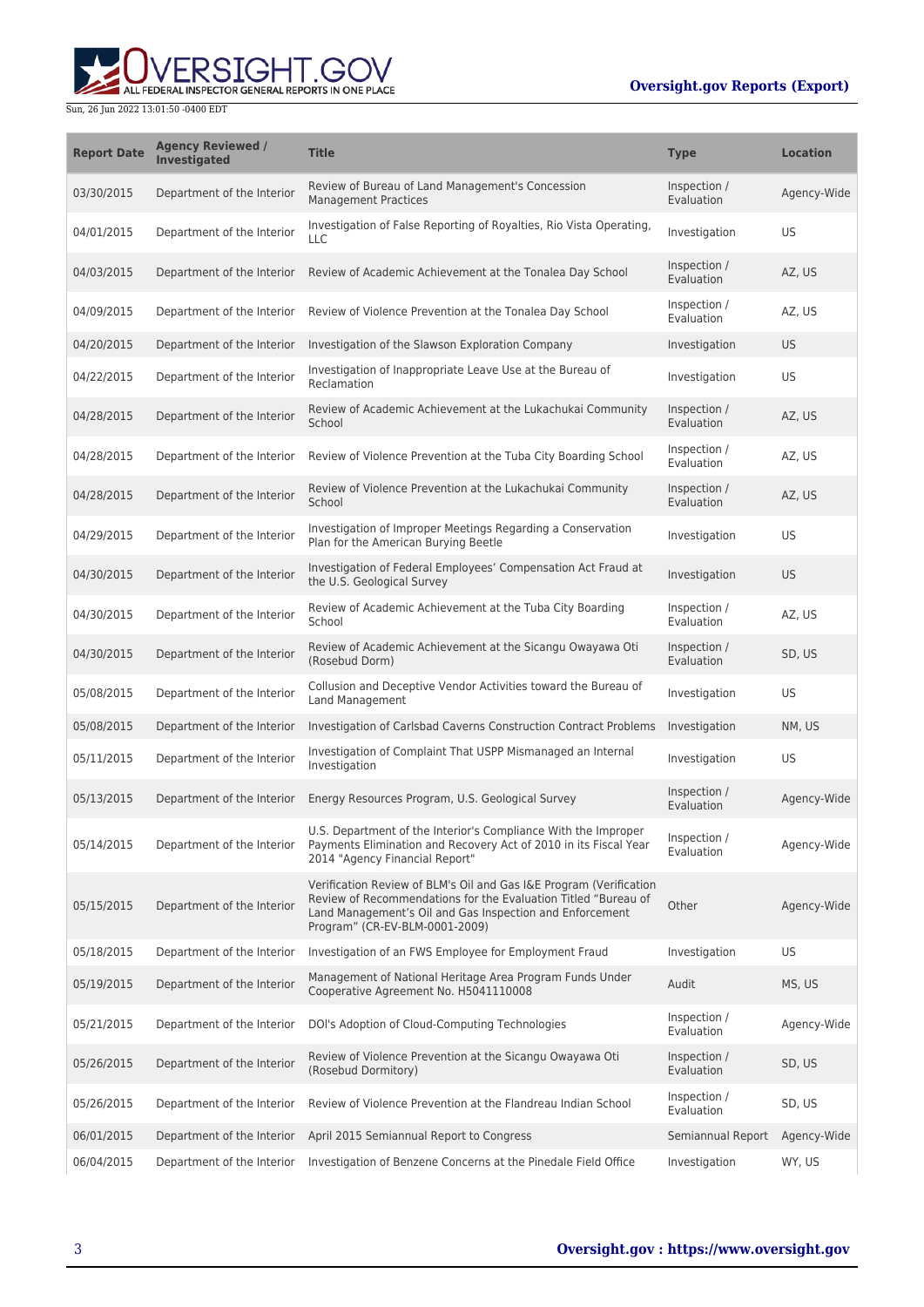| Report Date | Agency Reviewed / Investigated | Title | Type | Location |
|---|---|---|---|---|
| 03/30/2015 | Department of the Interior | Review of Bureau of Land Management's Concession Management Practices | Inspection / Evaluation | Agency-Wide |
| 04/01/2015 | Department of the Interior | Investigation of False Reporting of Royalties, Rio Vista Operating, LLC | Investigation | US |
| 04/03/2015 | Department of the Interior | Review of Academic Achievement at the Tonalea Day School | Inspection / Evaluation | AZ, US |
| 04/09/2015 | Department of the Interior | Review of Violence Prevention at the Tonalea Day School | Inspection / Evaluation | AZ, US |
| 04/20/2015 | Department of the Interior | Investigation of the Slawson Exploration Company | Investigation | US |
| 04/22/2015 | Department of the Interior | Investigation of Inappropriate Leave Use at the Bureau of Reclamation | Investigation | US |
| 04/28/2015 | Department of the Interior | Review of Academic Achievement at the Lukachukai Community School | Inspection / Evaluation | AZ, US |
| 04/28/2015 | Department of the Interior | Review of Violence Prevention at the Tuba City Boarding School | Inspection / Evaluation | AZ, US |
| 04/28/2015 | Department of the Interior | Review of Violence Prevention at the Lukachukai Community School | Inspection / Evaluation | AZ, US |
| 04/29/2015 | Department of the Interior | Investigation of Improper Meetings Regarding a Conservation Plan for the American Burying Beetle | Investigation | US |
| 04/30/2015 | Department of the Interior | Investigation of Federal Employees' Compensation Act Fraud at the U.S. Geological Survey | Investigation | US |
| 04/30/2015 | Department of the Interior | Review of Academic Achievement at the Tuba City Boarding School | Inspection / Evaluation | AZ, US |
| 04/30/2015 | Department of the Interior | Review of Academic Achievement at the Sicangu Owayawa Oti (Rosebud Dorm) | Inspection / Evaluation | SD, US |
| 05/08/2015 | Department of the Interior | Collusion and Deceptive Vendor Activities toward the Bureau of Land Management | Investigation | US |
| 05/08/2015 | Department of the Interior | Investigation of Carlsbad Caverns Construction Contract Problems | Investigation | NM, US |
| 05/11/2015 | Department of the Interior | Investigation of Complaint That USPP Mismanaged an Internal Investigation | Investigation | US |
| 05/13/2015 | Department of the Interior | Energy Resources Program, U.S. Geological Survey | Inspection / Evaluation | Agency-Wide |
| 05/14/2015 | Department of the Interior | U.S. Department of the Interior's Compliance With the Improper Payments Elimination and Recovery Act of 2010 in its Fiscal Year 2014 "Agency Financial Report" | Inspection / Evaluation | Agency-Wide |
| 05/15/2015 | Department of the Interior | Verification Review of BLM's Oil and Gas I&E Program (Verification Review of Recommendations for the Evaluation Titled "Bureau of Land Management's Oil and Gas Inspection and Enforcement Program" (CR-EV-BLM-0001-2009) | Other | Agency-Wide |
| 05/18/2015 | Department of the Interior | Investigation of an FWS Employee for Employment Fraud | Investigation | US |
| 05/19/2015 | Department of the Interior | Management of National Heritage Area Program Funds Under Cooperative Agreement No. H5041110008 | Audit | MS, US |
| 05/21/2015 | Department of the Interior | DOI's Adoption of Cloud-Computing Technologies | Inspection / Evaluation | Agency-Wide |
| 05/26/2015 | Department of the Interior | Review of Violence Prevention at the Sicangu Owayawa Oti (Rosebud Dormitory) | Inspection / Evaluation | SD, US |
| 05/26/2015 | Department of the Interior | Review of Violence Prevention at the Flandreau Indian School | Inspection / Evaluation | SD, US |
| 06/01/2015 | Department of the Interior | April 2015 Semiannual Report to Congress | Semiannual Report | Agency-Wide |
| 06/04/2015 | Department of the Interior | Investigation of Benzene Concerns at the Pinedale Field Office | Investigation | WY, US |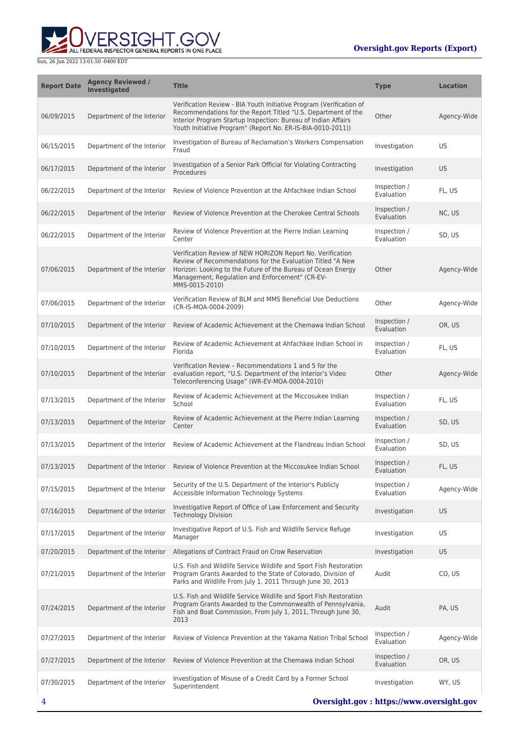| Report Date | Agency Reviewed / Investigated | Title | Type | Location |
| --- | --- | --- | --- | --- |
| 06/09/2015 | Department of the Interior | Verification Review - BIA Youth Initiative Program (Verification of Recommendations for the Report Titled "U.S. Department of the Interior Program Startup Inspection: Bureau of Indian Affairs Youth Initiative Program" (Report No. ER-IS-BIA-0010-2011)) | Other | Agency-Wide |
| 06/15/2015 | Department of the Interior | Investigation of Bureau of Reclamation's Workers Compensation Fraud | Investigation | US |
| 06/17/2015 | Department of the Interior | Investigation of a Senior Park Official for Violating Contracting Procedures | Investigation | US |
| 06/22/2015 | Department of the Interior | Review of Violence Prevention at the Ahfachkee Indian School | Inspection / Evaluation | FL, US |
| 06/22/2015 | Department of the Interior | Review of Violence Prevention at the Cherokee Central Schools | Inspection / Evaluation | NC, US |
| 06/22/2015 | Department of the Interior | Review of Violence Prevention at the Pierre Indian Learning Center | Inspection / Evaluation | SD, US |
| 07/06/2015 | Department of the Interior | Verification Review of NEW HORIZON Report No. Verification Review of Recommendations for the Evaluation Titled "A New Horizon: Looking to the Future of the Bureau of Ocean Energy Management, Regulation and Enforcement" (CR-EV-MMS-0015-2010) | Other | Agency-Wide |
| 07/06/2015 | Department of the Interior | Verification Review of BLM and MMS Beneficial Use Deductions (CR-IS-MOA-0004-2009) | Other | Agency-Wide |
| 07/10/2015 | Department of the Interior | Review of Academic Achievement at the Chemawa Indian School | Inspection / Evaluation | OR, US |
| 07/10/2015 | Department of the Interior | Review of Academic Achievement at Ahfachkee Indian School in Florida | Inspection / Evaluation | FL, US |
| 07/10/2015 | Department of the Interior | Verification Review – Recommendations 1 and 5 for the evaluation report, "U.S. Department of the Interior's Video Teleconferencing Usage" (WR-EV-MOA-0004-2010) | Other | Agency-Wide |
| 07/13/2015 | Department of the Interior | Review of Academic Achievement at the Miccosukee Indian School | Inspection / Evaluation | FL, US |
| 07/13/2015 | Department of the Interior | Review of Academic Achievement at the Pierre Indian Learning Center | Inspection / Evaluation | SD, US |
| 07/13/2015 | Department of the Interior | Review of Academic Achievement at the Flandreau Indian School | Inspection / Evaluation | SD, US |
| 07/13/2015 | Department of the Interior | Review of Violence Prevention at the Miccosukee Indian School | Inspection / Evaluation | FL, US |
| 07/15/2015 | Department of the Interior | Security of the U.S. Department of the Interior's Publicly Accessible Information Technology Systems | Inspection / Evaluation | Agency-Wide |
| 07/16/2015 | Department of the Interior | Investigative Report of Office of Law Enforcement and Security Technology Division | Investigation | US |
| 07/17/2015 | Department of the Interior | Investigative Report of U.S. Fish and Wildlife Service Refuge Manager | Investigation | US |
| 07/20/2015 | Department of the Interior | Allegations of Contract Fraud on Crow Reservation | Investigation | US |
| 07/21/2015 | Department of the Interior | U.S. Fish and Wildlife Service Wildlife and Sport Fish Restoration Program Grants Awarded to the State of Colorado, Division of Parks and Wildlife From July 1, 2011 Through June 30, 2013 | Audit | CO, US |
| 07/24/2015 | Department of the Interior | U.S. Fish and Wildlife Service Wildlife and Sport Fish Restoration Program Grants Awarded to the Commonwealth of Pennsylvania, Fish and Boat Commission, From July 1, 2011, Through June 30, 2013 | Audit | PA, US |
| 07/27/2015 | Department of the Interior | Review of Violence Prevention at the Yakama Nation Tribal School | Inspection / Evaluation | Agency-Wide |
| 07/27/2015 | Department of the Interior | Review of Violence Prevention at the Chemawa Indian School | Inspection / Evaluation | OR, US |
| 07/30/2015 | Department of the Interior | Investigation of Misuse of a Credit Card by a Former School Superintendent | Investigation | WY, US |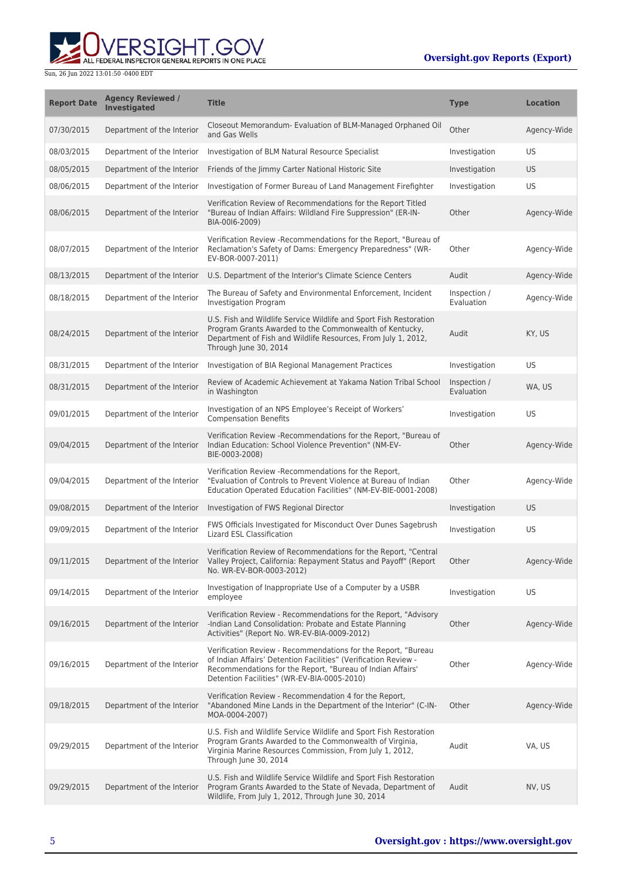| Report Date | Agency Reviewed / Investigated | Title | Type | Location |
| --- | --- | --- | --- | --- |
| 07/30/2015 | Department of the Interior | Closeout Memorandum- Evaluation of BLM-Managed Orphaned Oil and Gas Wells | Other | Agency-Wide |
| 08/03/2015 | Department of the Interior | Investigation of BLM Natural Resource Specialist | Investigation | US |
| 08/05/2015 | Department of the Interior | Friends of the Jimmy Carter National Historic Site | Investigation | US |
| 08/06/2015 | Department of the Interior | Investigation of Former Bureau of Land Management Firefighter | Investigation | US |
| 08/06/2015 | Department of the Interior | Verification Review of Recommendations for the Report Titled "Bureau of Indian Affairs: Wildland Fire Suppression" (ER-IN-BIA-0016-2009) | Other | Agency-Wide |
| 08/07/2015 | Department of the Interior | Verification Review -Recommendations for the Report, "Bureau of Reclamation's Safety of Dams: Emergency Preparedness" (WR-EV-BOR-0007-2011) | Other | Agency-Wide |
| 08/13/2015 | Department of the Interior | U.S. Department of the Interior's Climate Science Centers | Audit | Agency-Wide |
| 08/18/2015 | Department of the Interior | The Bureau of Safety and Environmental Enforcement, Incident Investigation Program | Inspection / Evaluation | Agency-Wide |
| 08/24/2015 | Department of the Interior | U.S. Fish and Wildlife Service Wildlife and Sport Fish Restoration Program Grants Awarded to the Commonwealth of Kentucky, Department of Fish and Wildlife Resources, From July 1, 2012, Through June 30, 2014 | Audit | KY, US |
| 08/31/2015 | Department of the Interior | Investigation of BIA Regional Management Practices | Investigation | US |
| 08/31/2015 | Department of the Interior | Review of Academic Achievement at Yakama Nation Tribal School in Washington | Inspection / Evaluation | WA, US |
| 09/01/2015 | Department of the Interior | Investigation of an NPS Employee's Receipt of Workers' Compensation Benefits | Investigation | US |
| 09/04/2015 | Department of the Interior | Verification Review -Recommendations for the Report, "Bureau of Indian Education: School Violence Prevention" (NM-EV-BIE-0003-2008) | Other | Agency-Wide |
| 09/04/2015 | Department of the Interior | Verification Review -Recommendations for the Report, "Evaluation of Controls to Prevent Violence at Bureau of Indian Education Operated Education Facilities" (NM-EV-BIE-0001-2008) | Other | Agency-Wide |
| 09/08/2015 | Department of the Interior | Investigation of FWS Regional Director | Investigation | US |
| 09/09/2015 | Department of the Interior | FWS Officials Investigated for Misconduct Over Dunes Sagebrush Lizard ESL Classification | Investigation | US |
| 09/11/2015 | Department of the Interior | Verification Review of Recommendations for the Report, "Central Valley Project, California: Repayment Status and Payoff" (Report No. WR-EV-BOR-0003-2012) | Other | Agency-Wide |
| 09/14/2015 | Department of the Interior | Investigation of Inappropriate Use of a Computer by a USBR employee | Investigation | US |
| 09/16/2015 | Department of the Interior | Verification Review - Recommendations for the Report, "Advisory -Indian Land Consolidation: Probate and Estate Planning Activities" (Report No. WR-EV-BIA-0009-2012) | Other | Agency-Wide |
| 09/16/2015 | Department of the Interior | Verification Review - Recommendations for the Report, "Bureau of Indian Affairs' Detention Facilities" (Verification Review - Recommendations for the Report, "Bureau of Indian Affairs' Detention Facilities" (WR-EV-BIA-0005-2010) | Other | Agency-Wide |
| 09/18/2015 | Department of the Interior | Verification Review - Recommendation 4 for the Report, "Abandoned Mine Lands in the Department of the Interior" (C-IN-MOA-0004-2007) | Other | Agency-Wide |
| 09/29/2015 | Department of the Interior | U.S. Fish and Wildlife Service Wildlife and Sport Fish Restoration Program Grants Awarded to the Commonwealth of Virginia, Virginia Marine Resources Commission, From July 1, 2012, Through June 30, 2014 | Audit | VA, US |
| 09/29/2015 | Department of the Interior | U.S. Fish and Wildlife Service Wildlife and Sport Fish Restoration Program Grants Awarded to the State of Nevada, Department of Wildlife, From July 1, 2012, Through June 30, 2014 | Audit | NV, US |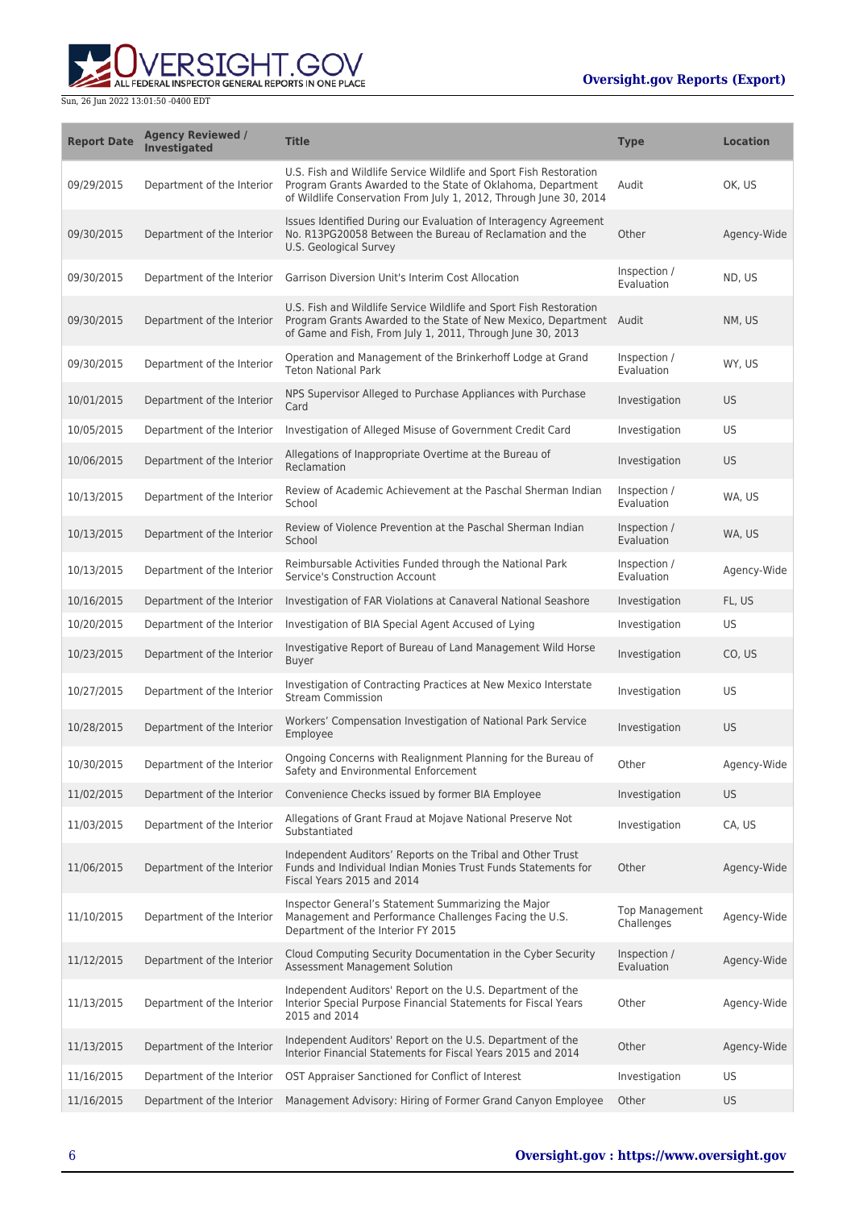| Report Date | Agency Reviewed / Investigated | Title | Type | Location |
| --- | --- | --- | --- | --- |
| 09/29/2015 | Department of the Interior | U.S. Fish and Wildlife Service Wildlife and Sport Fish Restoration Program Grants Awarded to the State of Oklahoma, Department of Wildlife Conservation From July 1, 2012, Through June 30, 2014 | Audit | OK, US |
| 09/30/2015 | Department of the Interior | Issues Identified During our Evaluation of Interagency Agreement No. R13PG20058 Between the Bureau of Reclamation and the U.S. Geological Survey | Other | Agency-Wide |
| 09/30/2015 | Department of the Interior | Garrison Diversion Unit's Interim Cost Allocation | Inspection / Evaluation | ND, US |
| 09/30/2015 | Department of the Interior | U.S. Fish and Wildlife Service Wildlife and Sport Fish Restoration Program Grants Awarded to the State of New Mexico, Department of Game and Fish, From July 1, 2011, Through June 30, 2013 | Audit | NM, US |
| 09/30/2015 | Department of the Interior | Operation and Management of the Brinkerhoff Lodge at Grand Teton National Park | Inspection / Evaluation | WY, US |
| 10/01/2015 | Department of the Interior | NPS Supervisor Alleged to Purchase Appliances with Purchase Card | Investigation | US |
| 10/05/2015 | Department of the Interior | Investigation of Alleged Misuse of Government Credit Card | Investigation | US |
| 10/06/2015 | Department of the Interior | Allegations of Inappropriate Overtime at the Bureau of Reclamation | Investigation | US |
| 10/13/2015 | Department of the Interior | Review of Academic Achievement at the Paschal Sherman Indian School | Inspection / Evaluation | WA, US |
| 10/13/2015 | Department of the Interior | Review of Violence Prevention at the Paschal Sherman Indian School | Inspection / Evaluation | WA, US |
| 10/13/2015 | Department of the Interior | Reimbursable Activities Funded through the National Park Service's Construction Account | Inspection / Evaluation | Agency-Wide |
| 10/16/2015 | Department of the Interior | Investigation of FAR Violations at Canaveral National Seashore | Investigation | FL, US |
| 10/20/2015 | Department of the Interior | Investigation of BIA Special Agent Accused of Lying | Investigation | US |
| 10/23/2015 | Department of the Interior | Investigative Report of Bureau of Land Management Wild Horse Buyer | Investigation | CO, US |
| 10/27/2015 | Department of the Interior | Investigation of Contracting Practices at New Mexico Interstate Stream Commission | Investigation | US |
| 10/28/2015 | Department of the Interior | Workers' Compensation Investigation of National Park Service Employee | Investigation | US |
| 10/30/2015 | Department of the Interior | Ongoing Concerns with Realignment Planning for the Bureau of Safety and Environmental Enforcement | Other | Agency-Wide |
| 11/02/2015 | Department of the Interior | Convenience Checks issued by former BIA Employee | Investigation | US |
| 11/03/2015 | Department of the Interior | Allegations of Grant Fraud at Mojave National Preserve Not Substantiated | Investigation | CA, US |
| 11/06/2015 | Department of the Interior | Independent Auditors' Reports on the Tribal and Other Trust Funds and Individual Indian Monies Trust Funds Statements for Fiscal Years 2015 and 2014 | Other | Agency-Wide |
| 11/10/2015 | Department of the Interior | Inspector General's Statement Summarizing the Major Management and Performance Challenges Facing the U.S. Department of the Interior FY 2015 | Top Management Challenges | Agency-Wide |
| 11/12/2015 | Department of the Interior | Cloud Computing Security Documentation in the Cyber Security Assessment Management Solution | Inspection / Evaluation | Agency-Wide |
| 11/13/2015 | Department of the Interior | Independent Auditors' Report on the U.S. Department of the Interior Special Purpose Financial Statements for Fiscal Years 2015 and 2014 | Other | Agency-Wide |
| 11/13/2015 | Department of the Interior | Independent Auditors' Report on the U.S. Department of the Interior Financial Statements for Fiscal Years 2015 and 2014 | Other | Agency-Wide |
| 11/16/2015 | Department of the Interior | OST Appraiser Sanctioned for Conflict of Interest | Investigation | US |
| 11/16/2015 | Department of the Interior | Management Advisory: Hiring of Former Grand Canyon Employee | Other | US |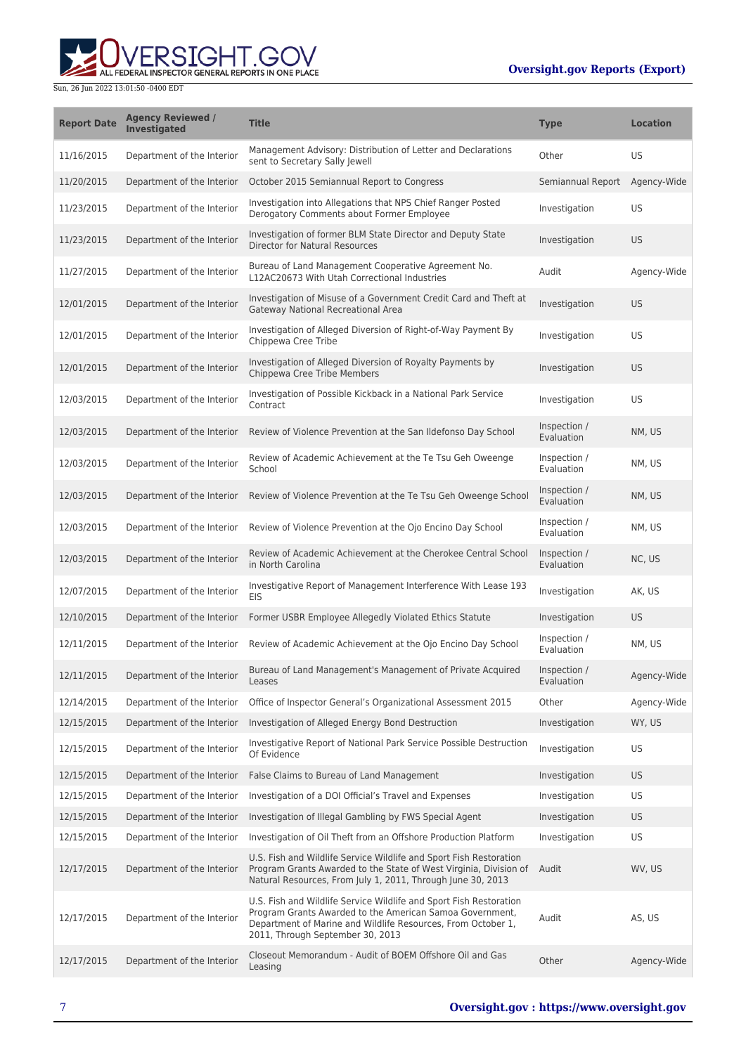| Report Date | Agency Reviewed / Investigated | Title | Type | Location |
| --- | --- | --- | --- | --- |
| 11/16/2015 | Department of the Interior | Management Advisory: Distribution of Letter and Declarations sent to Secretary Sally Jewell | Other | US |
| 11/20/2015 | Department of the Interior | October 2015 Semiannual Report to Congress | Semiannual Report | Agency-Wide |
| 11/23/2015 | Department of the Interior | Investigation into Allegations that NPS Chief Ranger Posted Derogatory Comments about Former Employee | Investigation | US |
| 11/23/2015 | Department of the Interior | Investigation of former BLM State Director and Deputy State Director for Natural Resources | Investigation | US |
| 11/27/2015 | Department of the Interior | Bureau of Land Management Cooperative Agreement No. L12AC20673 With Utah Correctional Industries | Audit | Agency-Wide |
| 12/01/2015 | Department of the Interior | Investigation of Misuse of a Government Credit Card and Theft at Gateway National Recreational Area | Investigation | US |
| 12/01/2015 | Department of the Interior | Investigation of Alleged Diversion of Right-of-Way Payment By Chippewa Cree Tribe | Investigation | US |
| 12/01/2015 | Department of the Interior | Investigation of Alleged Diversion of Royalty Payments by Chippewa Cree Tribe Members | Investigation | US |
| 12/03/2015 | Department of the Interior | Investigation of Possible Kickback in a National Park Service Contract | Investigation | US |
| 12/03/2015 | Department of the Interior | Review of Violence Prevention at the San Ildefonso Day School | Inspection / Evaluation | NM, US |
| 12/03/2015 | Department of the Interior | Review of Academic Achievement at the Te Tsu Geh Oweenge School | Inspection / Evaluation | NM, US |
| 12/03/2015 | Department of the Interior | Review of Violence Prevention at the Te Tsu Geh Oweenge School | Inspection / Evaluation | NM, US |
| 12/03/2015 | Department of the Interior | Review of Violence Prevention at the Ojo Encino Day School | Inspection / Evaluation | NM, US |
| 12/03/2015 | Department of the Interior | Review of Academic Achievement at the Cherokee Central School in North Carolina | Inspection / Evaluation | NC, US |
| 12/07/2015 | Department of the Interior | Investigative Report of Management Interference With Lease 193 EIS | Investigation | AK, US |
| 12/10/2015 | Department of the Interior | Former USBR Employee Allegedly Violated Ethics Statute | Investigation | US |
| 12/11/2015 | Department of the Interior | Review of Academic Achievement at the Ojo Encino Day School | Inspection / Evaluation | NM, US |
| 12/11/2015 | Department of the Interior | Bureau of Land Management's Management of Private Acquired Leases | Inspection / Evaluation | Agency-Wide |
| 12/14/2015 | Department of the Interior | Office of Inspector General's Organizational Assessment 2015 | Other | Agency-Wide |
| 12/15/2015 | Department of the Interior | Investigation of Alleged Energy Bond Destruction | Investigation | WY, US |
| 12/15/2015 | Department of the Interior | Investigative Report of National Park Service Possible Destruction Of Evidence | Investigation | US |
| 12/15/2015 | Department of the Interior | False Claims to Bureau of Land Management | Investigation | US |
| 12/15/2015 | Department of the Interior | Investigation of a DOI Official's Travel and Expenses | Investigation | US |
| 12/15/2015 | Department of the Interior | Investigation of Illegal Gambling by FWS Special Agent | Investigation | US |
| 12/15/2015 | Department of the Interior | Investigation of Oil Theft from an Offshore Production Platform | Investigation | US |
| 12/17/2015 | Department of the Interior | U.S. Fish and Wildlife Service Wildlife and Sport Fish Restoration Program Grants Awarded to the State of West Virginia, Division of Natural Resources, From July 1, 2011, Through June 30, 2013 | Audit | WV, US |
| 12/17/2015 | Department of the Interior | U.S. Fish and Wildlife Service Wildlife and Sport Fish Restoration Program Grants Awarded to the American Samoa Government, Department of Marine and Wildlife Resources, From October 1, 2011, Through September 30, 2013 | Audit | AS, US |
| 12/17/2015 | Department of the Interior | Closeout Memorandum - Audit of BOEM Offshore Oil and Gas Leasing | Other | Agency-Wide |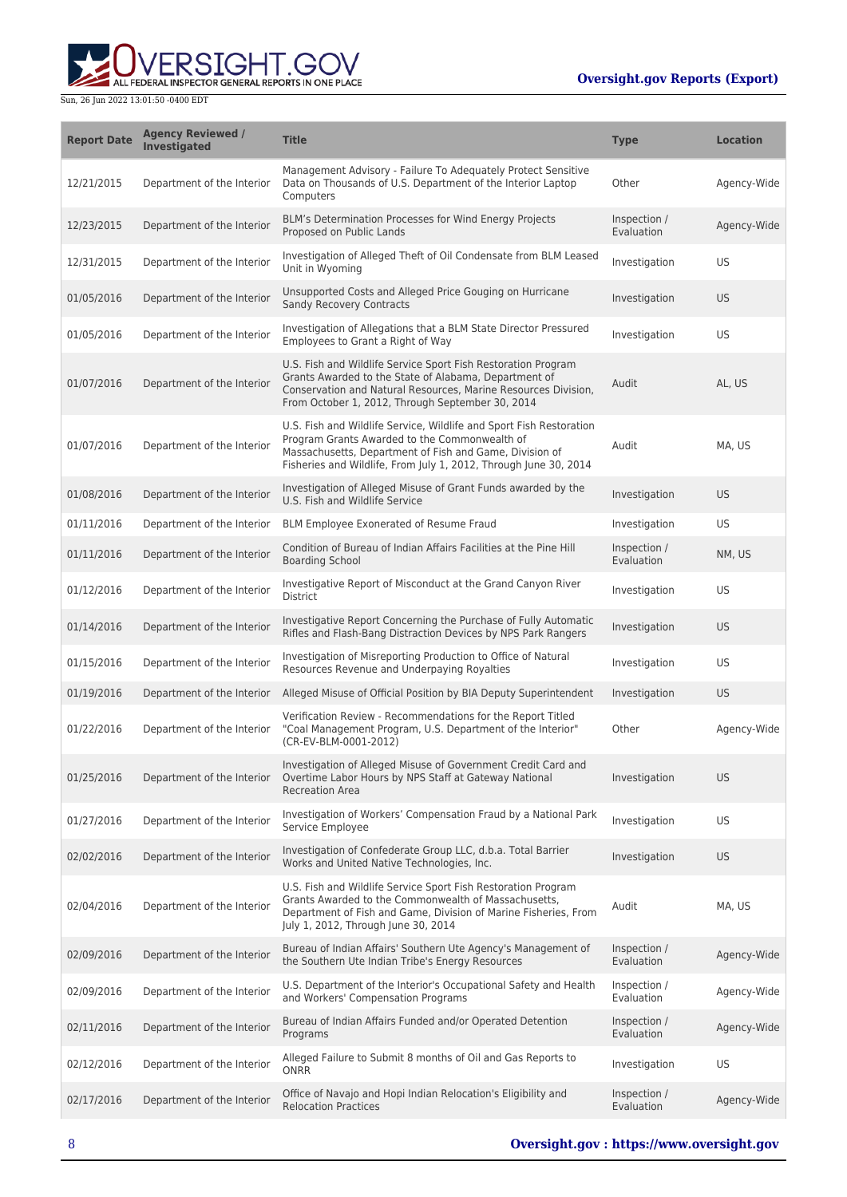| Report Date | Agency Reviewed / Investigated | Title | Type | Location |
|---|---|---|---|---|
| 12/21/2015 | Department of the Interior | Management Advisory - Failure To Adequately Protect Sensitive Data on Thousands of U.S. Department of the Interior Laptop Computers | Other | Agency-Wide |
| 12/23/2015 | Department of the Interior | BLM's Determination Processes for Wind Energy Projects Proposed on Public Lands | Inspection / Evaluation | Agency-Wide |
| 12/31/2015 | Department of the Interior | Investigation of Alleged Theft of Oil Condensate from BLM Leased Unit in Wyoming | Investigation | US |
| 01/05/2016 | Department of the Interior | Unsupported Costs and Alleged Price Gouging on Hurricane Sandy Recovery Contracts | Investigation | US |
| 01/05/2016 | Department of the Interior | Investigation of Allegations that a BLM State Director Pressured Employees to Grant a Right of Way | Investigation | US |
| 01/07/2016 | Department of the Interior | U.S. Fish and Wildlife Service Sport Fish Restoration Program Grants Awarded to the State of Alabama, Department of Conservation and Natural Resources, Marine Resources Division, From October 1, 2012, Through September 30, 2014 | Audit | AL, US |
| 01/07/2016 | Department of the Interior | U.S. Fish and Wildlife Service, Wildlife and Sport Fish Restoration Program Grants Awarded to the Commonwealth of Massachusetts, Department of Fish and Game, Division of Fisheries and Wildlife, From July 1, 2012, Through June 30, 2014 | Audit | MA, US |
| 01/08/2016 | Department of the Interior | Investigation of Alleged Misuse of Grant Funds awarded by the U.S. Fish and Wildlife Service | Investigation | US |
| 01/11/2016 | Department of the Interior | BLM Employee Exonerated of Resume Fraud | Investigation | US |
| 01/11/2016 | Department of the Interior | Condition of Bureau of Indian Affairs Facilities at the Pine Hill Boarding School | Inspection / Evaluation | NM, US |
| 01/12/2016 | Department of the Interior | Investigative Report of Misconduct at the Grand Canyon River District | Investigation | US |
| 01/14/2016 | Department of the Interior | Investigative Report Concerning the Purchase of Fully Automatic Rifles and Flash-Bang Distraction Devices by NPS Park Rangers | Investigation | US |
| 01/15/2016 | Department of the Interior | Investigation of Misreporting Production to Office of Natural Resources Revenue and Underpaying Royalties | Investigation | US |
| 01/19/2016 | Department of the Interior | Alleged Misuse of Official Position by BIA Deputy Superintendent | Investigation | US |
| 01/22/2016 | Department of the Interior | Verification Review - Recommendations for the Report Titled "Coal Management Program, U.S. Department of the Interior" (CR-EV-BLM-0001-2012) | Other | Agency-Wide |
| 01/25/2016 | Department of the Interior | Investigation of Alleged Misuse of Government Credit Card and Overtime Labor Hours by NPS Staff at Gateway National Recreation Area | Investigation | US |
| 01/27/2016 | Department of the Interior | Investigation of Workers' Compensation Fraud by a National Park Service Employee | Investigation | US |
| 02/02/2016 | Department of the Interior | Investigation of Confederate Group LLC, d.b.a. Total Barrier Works and United Native Technologies, Inc. | Investigation | US |
| 02/04/2016 | Department of the Interior | U.S. Fish and Wildlife Service Sport Fish Restoration Program Grants Awarded to the Commonwealth of Massachusetts, Department of Fish and Game, Division of Marine Fisheries, From July 1, 2012, Through June 30, 2014 | Audit | MA, US |
| 02/09/2016 | Department of the Interior | Bureau of Indian Affairs' Southern Ute Agency's Management of the Southern Ute Indian Tribe's Energy Resources | Inspection / Evaluation | Agency-Wide |
| 02/09/2016 | Department of the Interior | U.S. Department of the Interior's Occupational Safety and Health and Workers' Compensation Programs | Inspection / Evaluation | Agency-Wide |
| 02/11/2016 | Department of the Interior | Bureau of Indian Affairs Funded and/or Operated Detention Programs | Inspection / Evaluation | Agency-Wide |
| 02/12/2016 | Department of the Interior | Alleged Failure to Submit 8 months of Oil and Gas Reports to ONRR | Investigation | US |
| 02/17/2016 | Department of the Interior | Office of Navajo and Hopi Indian Relocation's Eligibility and Relocation Practices | Inspection / Evaluation | Agency-Wide |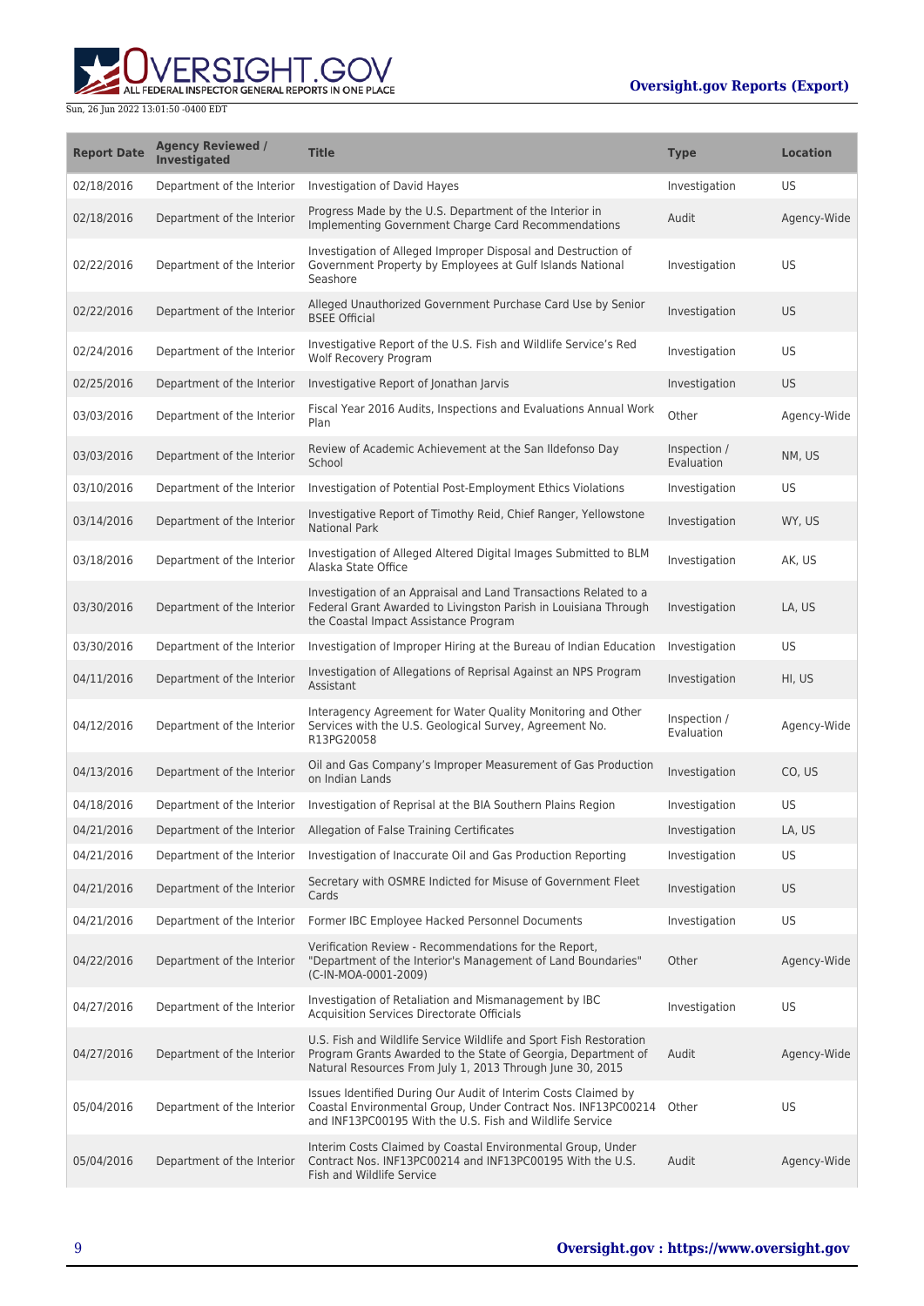| Report Date | Agency Reviewed / Investigated | Title | Type | Location |
|---|---|---|---|---|
| 02/18/2016 | Department of the Interior | Investigation of David Hayes | Investigation | US |
| 02/18/2016 | Department of the Interior | Progress Made by the U.S. Department of the Interior in Implementing Government Charge Card Recommendations | Audit | Agency-Wide |
| 02/22/2016 | Department of the Interior | Investigation of Alleged Improper Disposal and Destruction of Government Property by Employees at Gulf Islands National Seashore | Investigation | US |
| 02/22/2016 | Department of the Interior | Alleged Unauthorized Government Purchase Card Use by Senior BSEE Official | Investigation | US |
| 02/24/2016 | Department of the Interior | Investigative Report of the U.S. Fish and Wildlife Service's Red Wolf Recovery Program | Investigation | US |
| 02/25/2016 | Department of the Interior | Investigative Report of Jonathan Jarvis | Investigation | US |
| 03/03/2016 | Department of the Interior | Fiscal Year 2016 Audits, Inspections and Evaluations Annual Work Plan | Other | Agency-Wide |
| 03/03/2016 | Department of the Interior | Review of Academic Achievement at the San Ildefonso Day School | Inspection / Evaluation | NM, US |
| 03/10/2016 | Department of the Interior | Investigation of Potential Post-Employment Ethics Violations | Investigation | US |
| 03/14/2016 | Department of the Interior | Investigative Report of Timothy Reid, Chief Ranger, Yellowstone National Park | Investigation | WY, US |
| 03/18/2016 | Department of the Interior | Investigation of Alleged Altered Digital Images Submitted to BLM Alaska State Office | Investigation | AK, US |
| 03/30/2016 | Department of the Interior | Investigation of an Appraisal and Land Transactions Related to a Federal Grant Awarded to Livingston Parish in Louisiana Through the Coastal Impact Assistance Program | Investigation | LA, US |
| 03/30/2016 | Department of the Interior | Investigation of Improper Hiring at the Bureau of Indian Education | Investigation | US |
| 04/11/2016 | Department of the Interior | Investigation of Allegations of Reprisal Against an NPS Program Assistant | Investigation | HI, US |
| 04/12/2016 | Department of the Interior | Interagency Agreement for Water Quality Monitoring and Other Services with the U.S. Geological Survey, Agreement No. R13PG20058 | Inspection / Evaluation | Agency-Wide |
| 04/13/2016 | Department of the Interior | Oil and Gas Company's Improper Measurement of Gas Production on Indian Lands | Investigation | CO, US |
| 04/18/2016 | Department of the Interior | Investigation of Reprisal at the BIA Southern Plains Region | Investigation | US |
| 04/21/2016 | Department of the Interior | Allegation of False Training Certificates | Investigation | LA, US |
| 04/21/2016 | Department of the Interior | Investigation of Inaccurate Oil and Gas Production Reporting | Investigation | US |
| 04/21/2016 | Department of the Interior | Secretary with OSMRE Indicted for Misuse of Government Fleet Cards | Investigation | US |
| 04/21/2016 | Department of the Interior | Former IBC Employee Hacked Personnel Documents | Investigation | US |
| 04/22/2016 | Department of the Interior | Verification Review - Recommendations for the Report, "Department of the Interior's Management of Land Boundaries" (C-IN-MOA-0001-2009) | Other | Agency-Wide |
| 04/27/2016 | Department of the Interior | Investigation of Retaliation and Mismanagement by IBC Acquisition Services Directorate Officials | Investigation | US |
| 04/27/2016 | Department of the Interior | U.S. Fish and Wildlife Service Wildlife and Sport Fish Restoration Program Grants Awarded to the State of Georgia, Department of Natural Resources From July 1, 2013 Through June 30, 2015 | Audit | Agency-Wide |
| 05/04/2016 | Department of the Interior | Issues Identified During Our Audit of Interim Costs Claimed by Coastal Environmental Group, Under Contract Nos. INF13PC00214 and INF13PC00195 With the U.S. Fish and Wildlife Service | Other | US |
| 05/04/2016 | Department of the Interior | Interim Costs Claimed by Coastal Environmental Group, Under Contract Nos. INF13PC00214 and INF13PC00195 With the U.S. Fish and Wildlife Service | Audit | Agency-Wide |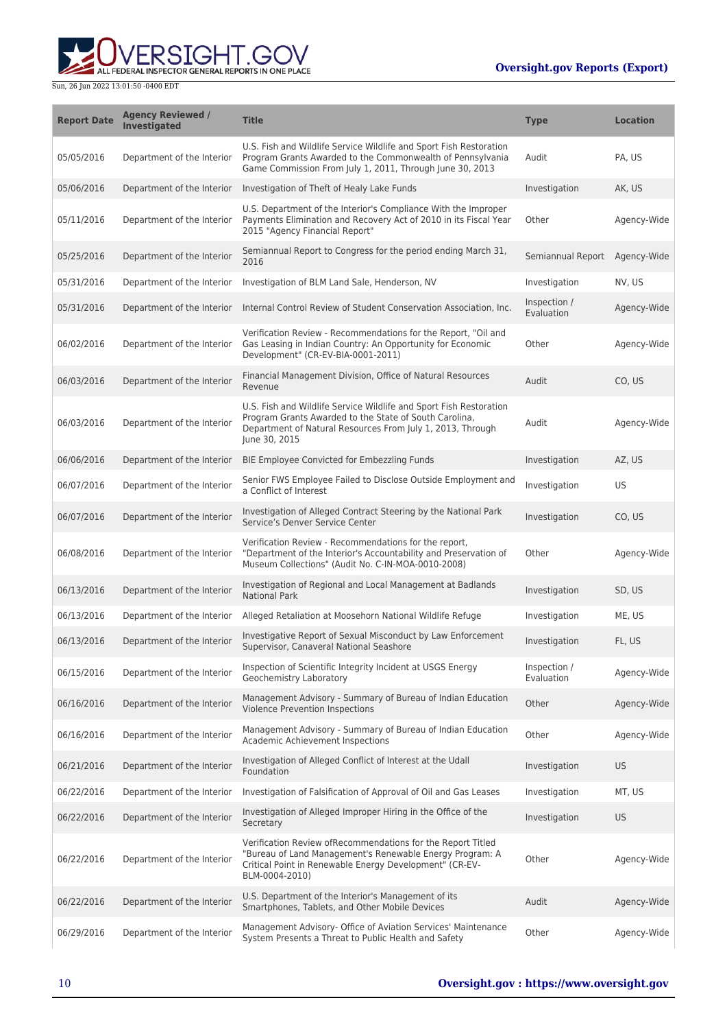| Report Date | Agency Reviewed / Investigated | Title | Type | Location |
| --- | --- | --- | --- | --- |
| 05/05/2016 | Department of the Interior | U.S. Fish and Wildlife Service Wildlife and Sport Fish Restoration Program Grants Awarded to the Commonwealth of Pennsylvania Game Commission From July 1, 2011, Through June 30, 2013 | Audit | PA, US |
| 05/06/2016 | Department of the Interior | Investigation of Theft of Healy Lake Funds | Investigation | AK, US |
| 05/11/2016 | Department of the Interior | U.S. Department of the Interior's Compliance With the Improper Payments Elimination and Recovery Act of 2010 in its Fiscal Year 2015 "Agency Financial Report" | Other | Agency-Wide |
| 05/25/2016 | Department of the Interior | Semiannual Report to Congress for the period ending March 31, 2016 | Semiannual Report | Agency-Wide |
| 05/31/2016 | Department of the Interior | Investigation of BLM Land Sale, Henderson, NV | Investigation | NV, US |
| 05/31/2016 | Department of the Interior | Internal Control Review of Student Conservation Association, Inc. | Inspection / Evaluation | Agency-Wide |
| 06/02/2016 | Department of the Interior | Verification Review - Recommendations for the Report, "Oil and Gas Leasing in Indian Country: An Opportunity for Economic Development" (CR-EV-BIA-0001-2011) | Other | Agency-Wide |
| 06/03/2016 | Department of the Interior | Financial Management Division, Office of Natural Resources Revenue | Audit | CO, US |
| 06/03/2016 | Department of the Interior | U.S. Fish and Wildlife Service Wildlife and Sport Fish Restoration Program Grants Awarded to the State of South Carolina, Department of Natural Resources From July 1, 2013, Through June 30, 2015 | Audit | Agency-Wide |
| 06/06/2016 | Department of the Interior | BIE Employee Convicted for Embezzling Funds | Investigation | AZ, US |
| 06/07/2016 | Department of the Interior | Senior FWS Employee Failed to Disclose Outside Employment and a Conflict of Interest | Investigation | US |
| 06/07/2016 | Department of the Interior | Investigation of Alleged Contract Steering by the National Park Service's Denver Service Center | Investigation | CO, US |
| 06/08/2016 | Department of the Interior | Verification Review - Recommendations for the report, "Department of the Interior's Accountability and Preservation of Museum Collections" (Audit No. C-IN-MOA-0010-2008) | Other | Agency-Wide |
| 06/13/2016 | Department of the Interior | Investigation of Regional and Local Management at Badlands National Park | Investigation | SD, US |
| 06/13/2016 | Department of the Interior | Alleged Retaliation at Moosehorn National Wildlife Refuge | Investigation | ME, US |
| 06/13/2016 | Department of the Interior | Investigative Report of Sexual Misconduct by Law Enforcement Supervisor, Canaveral National Seashore | Investigation | FL, US |
| 06/15/2016 | Department of the Interior | Inspection of Scientific Integrity Incident at USGS Energy Geochemistry Laboratory | Inspection / Evaluation | Agency-Wide |
| 06/16/2016 | Department of the Interior | Management Advisory - Summary of Bureau of Indian Education Violence Prevention Inspections | Other | Agency-Wide |
| 06/16/2016 | Department of the Interior | Management Advisory - Summary of Bureau of Indian Education Academic Achievement Inspections | Other | Agency-Wide |
| 06/21/2016 | Department of the Interior | Investigation of Alleged Conflict of Interest at the Udall Foundation | Investigation | US |
| 06/22/2016 | Department of the Interior | Investigation of Falsification of Approval of Oil and Gas Leases | Investigation | MT, US |
| 06/22/2016 | Department of the Interior | Investigation of Alleged Improper Hiring in the Office of the Secretary | Investigation | US |
| 06/22/2016 | Department of the Interior | Verification Review ofRecommendations for the Report Titled "Bureau of Land Management's Renewable Energy Program: A Critical Point in Renewable Energy Development" (CR-EV-BLM-0004-2010) | Other | Agency-Wide |
| 06/22/2016 | Department of the Interior | U.S. Department of the Interior's Management of its Smartphones, Tablets, and Other Mobile Devices | Audit | Agency-Wide |
| 06/29/2016 | Department of the Interior | Management Advisory- Office of Aviation Services' Maintenance System Presents a Threat to Public Health and Safety | Other | Agency-Wide |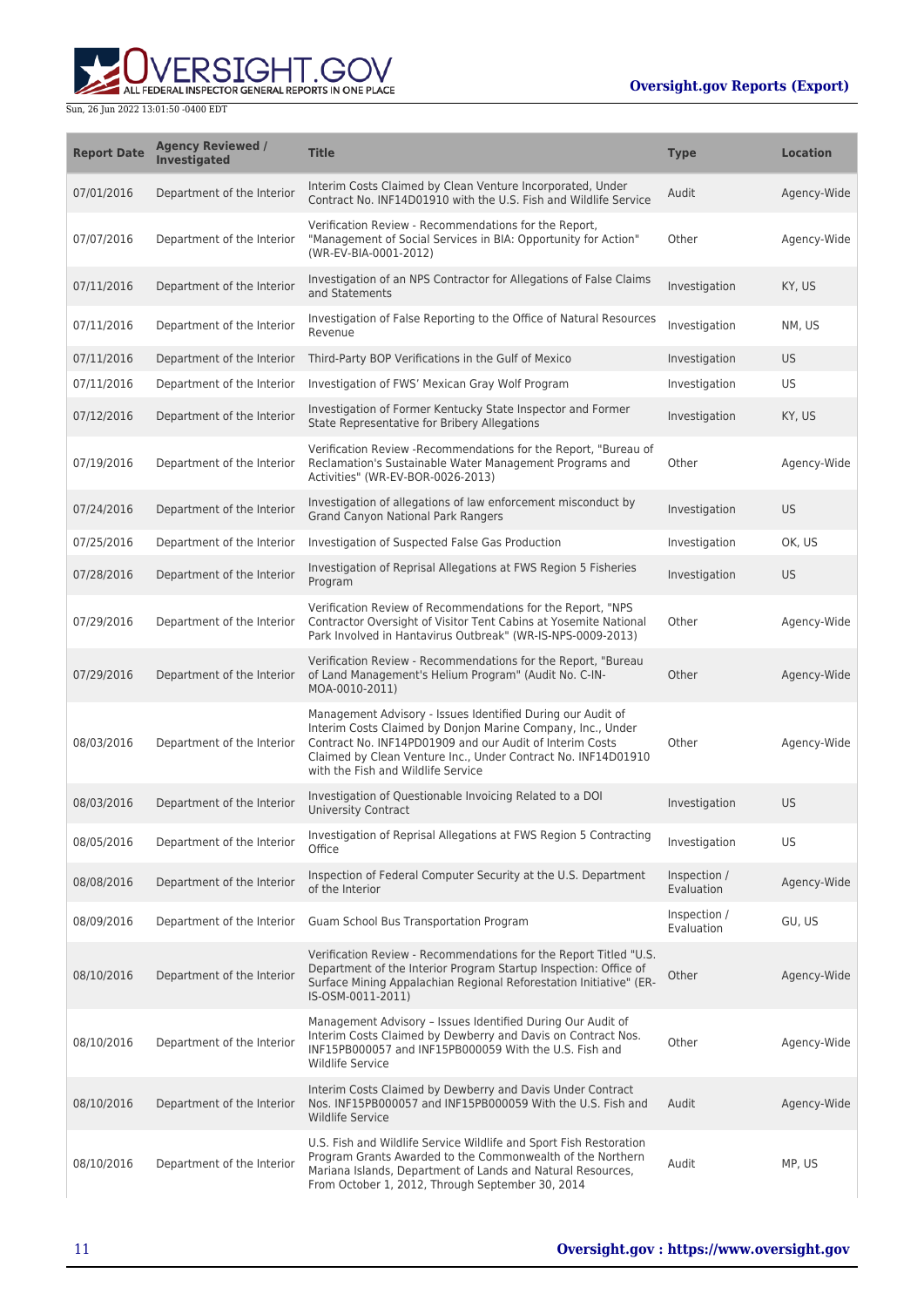| Report Date | Agency Reviewed / Investigated | Title | Type | Location |
| --- | --- | --- | --- | --- |
| 07/01/2016 | Department of the Interior | Interim Costs Claimed by Clean Venture Incorporated, Under Contract No. INF14D01910 with the U.S. Fish and Wildlife Service | Audit | Agency-Wide |
| 07/07/2016 | Department of the Interior | Verification Review - Recommendations for the Report, "Management of Social Services in BIA: Opportunity for Action" (WR-EV-BIA-0001-2012) | Other | Agency-Wide |
| 07/11/2016 | Department of the Interior | Investigation of an NPS Contractor for Allegations of False Claims and Statements | Investigation | KY, US |
| 07/11/2016 | Department of the Interior | Investigation of False Reporting to the Office of Natural Resources Revenue | Investigation | NM, US |
| 07/11/2016 | Department of the Interior | Third-Party BOP Verifications in the Gulf of Mexico | Investigation | US |
| 07/11/2016 | Department of the Interior | Investigation of FWS' Mexican Gray Wolf Program | Investigation | US |
| 07/12/2016 | Department of the Interior | Investigation of Former Kentucky State Inspector and Former State Representative for Bribery Allegations | Investigation | KY, US |
| 07/19/2016 | Department of the Interior | Verification Review -Recommendations for the Report, "Bureau of Reclamation's Sustainable Water Management Programs and Activities" (WR-EV-BOR-0026-2013) | Other | Agency-Wide |
| 07/24/2016 | Department of the Interior | Investigation of allegations of law enforcement misconduct by Grand Canyon National Park Rangers | Investigation | US |
| 07/25/2016 | Department of the Interior | Investigation of Suspected False Gas Production | Investigation | OK, US |
| 07/28/2016 | Department of the Interior | Investigation of Reprisal Allegations at FWS Region 5 Fisheries Program | Investigation | US |
| 07/29/2016 | Department of the Interior | Verification Review of Recommendations for the Report, "NPS Contractor Oversight of Visitor Tent Cabins at Yosemite National Park Involved in Hantavirus Outbreak" (WR-IS-NPS-0009-2013) | Other | Agency-Wide |
| 07/29/2016 | Department of the Interior | Verification Review - Recommendations for the Report, "Bureau of Land Management's Helium Program" (Audit No. C-IN-MOA-0010-2011) | Other | Agency-Wide |
| 08/03/2016 | Department of the Interior | Management Advisory - Issues Identified During our Audit of Interim Costs Claimed by Donjon Marine Company, Inc., Under Contract No. INF14PD01909 and our Audit of Interim Costs Claimed by Clean Venture Inc., Under Contract No. INF14D01910 with the Fish and Wildlife Service | Other | Agency-Wide |
| 08/03/2016 | Department of the Interior | Investigation of Questionable Invoicing Related to a DOI University Contract | Investigation | US |
| 08/05/2016 | Department of the Interior | Investigation of Reprisal Allegations at FWS Region 5 Contracting Office | Investigation | US |
| 08/08/2016 | Department of the Interior | Inspection of Federal Computer Security at the U.S. Department of the Interior | Inspection / Evaluation | Agency-Wide |
| 08/09/2016 | Department of the Interior | Guam School Bus Transportation Program | Inspection / Evaluation | GU, US |
| 08/10/2016 | Department of the Interior | Verification Review - Recommendations for the Report Titled "U.S. Department of the Interior Program Startup Inspection: Office of Surface Mining Appalachian Regional Reforestation Initiative" (ER-IS-OSM-0011-2011) | Other | Agency-Wide |
| 08/10/2016 | Department of the Interior | Management Advisory – Issues Identified During Our Audit of Interim Costs Claimed by Dewberry and Davis on Contract Nos. INF15PB000057 and INF15PB000059 With the U.S. Fish and Wildlife Service | Other | Agency-Wide |
| 08/10/2016 | Department of the Interior | Interim Costs Claimed by Dewberry and Davis Under Contract Nos. INF15PB000057 and INF15PB000059 With the U.S. Fish and Wildlife Service | Audit | Agency-Wide |
| 08/10/2016 | Department of the Interior | U.S. Fish and Wildlife Service Wildlife and Sport Fish Restoration Program Grants Awarded to the Commonwealth of the Northern Mariana Islands, Department of Lands and Natural Resources, From October 1, 2012, Through September 30, 2014 | Audit | MP, US |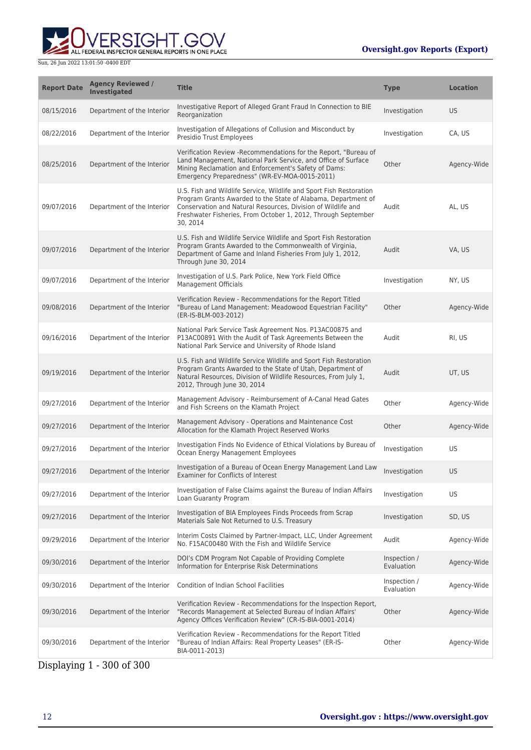| Report Date | Agency Reviewed / Investigated | Title | Type | Location |
| --- | --- | --- | --- | --- |
| 08/15/2016 | Department of the Interior | Investigative Report of Alleged Grant Fraud In Connection to BIE Reorganization | Investigation | US |
| 08/22/2016 | Department of the Interior | Investigation of Allegations of Collusion and Misconduct by Presidio Trust Employees | Investigation | CA, US |
| 08/25/2016 | Department of the Interior | Verification Review -Recommendations for the Report, "Bureau of Land Management, National Park Service, and Office of Surface Mining Reclamation and Enforcement's Safety of Dams: Emergency Preparedness" (WR-EV-MOA-0015-2011) | Other | Agency-Wide |
| 09/07/2016 | Department of the Interior | U.S. Fish and Wildlife Service, Wildlife and Sport Fish Restoration Program Grants Awarded to the State of Alabama, Department of Conservation and Natural Resources, Division of Wildlife and Freshwater Fisheries, From October 1, 2012, Through September 30, 2014 | Audit | AL, US |
| 09/07/2016 | Department of the Interior | U.S. Fish and Wildlife Service Wildlife and Sport Fish Restoration Program Grants Awarded to the Commonwealth of Virginia, Department of Game and Inland Fisheries From July 1, 2012, Through June 30, 2014 | Audit | VA, US |
| 09/07/2016 | Department of the Interior | Investigation of U.S. Park Police, New York Field Office Management Officials | Investigation | NY, US |
| 09/08/2016 | Department of the Interior | Verification Review - Recommendations for the Report Titled "Bureau of Land Management: Meadowood Equestrian Facility" (ER-IS-BLM-003-2012) | Other | Agency-Wide |
| 09/16/2016 | Department of the Interior | National Park Service Task Agreement Nos. P13AC00875 and P13AC00891 With the Audit of Task Agreements Between the National Park Service and University of Rhode Island | Audit | RI, US |
| 09/19/2016 | Department of the Interior | U.S. Fish and Wildlife Service Wildlife and Sport Fish Restoration Program Grants Awarded to the State of Utah, Department of Natural Resources, Division of Wildlife Resources, From July 1, 2012, Through June 30, 2014 | Audit | UT, US |
| 09/27/2016 | Department of the Interior | Management Advisory - Reimbursement of A-Canal Head Gates and Fish Screens on the Klamath Project | Other | Agency-Wide |
| 09/27/2016 | Department of the Interior | Management Advisory - Operations and Maintenance Cost Allocation for the Klamath Project Reserved Works | Other | Agency-Wide |
| 09/27/2016 | Department of the Interior | Investigation Finds No Evidence of Ethical Violations by Bureau of Ocean Energy Management Employees | Investigation | US |
| 09/27/2016 | Department of the Interior | Investigation of a Bureau of Ocean Energy Management Land Law Examiner for Conflicts of Interest | Investigation | US |
| 09/27/2016 | Department of the Interior | Investigation of False Claims against the Bureau of Indian Affairs Loan Guaranty Program | Investigation | US |
| 09/27/2016 | Department of the Interior | Investigation of BIA Employees Finds Proceeds from Scrap Materials Sale Not Returned to U.S. Treasury | Investigation | SD, US |
| 09/29/2016 | Department of the Interior | Interim Costs Claimed by Partner-Impact, LLC, Under Agreement No. F15AC00480 With the Fish and Wildlife Service | Audit | Agency-Wide |
| 09/30/2016 | Department of the Interior | DOI's CDM Program Not Capable of Providing Complete Information for Enterprise Risk Determinations | Inspection / Evaluation | Agency-Wide |
| 09/30/2016 | Department of the Interior | Condition of Indian School Facilities | Inspection / Evaluation | Agency-Wide |
| 09/30/2016 | Department of the Interior | Verification Review - Recommendations for the Inspection Report, "Records Management at Selected Bureau of Indian Affairs' Agency Offices Verification Review" (CR-IS-BIA-0001-2014) | Other | Agency-Wide |
| 09/30/2016 | Department of the Interior | Verification Review - Recommendations for the Report Titled "Bureau of Indian Affairs: Real Property Leases" (ER-IS-BIA-0011-2013) | Other | Agency-Wide |

Displaying 1 - 300 of 300